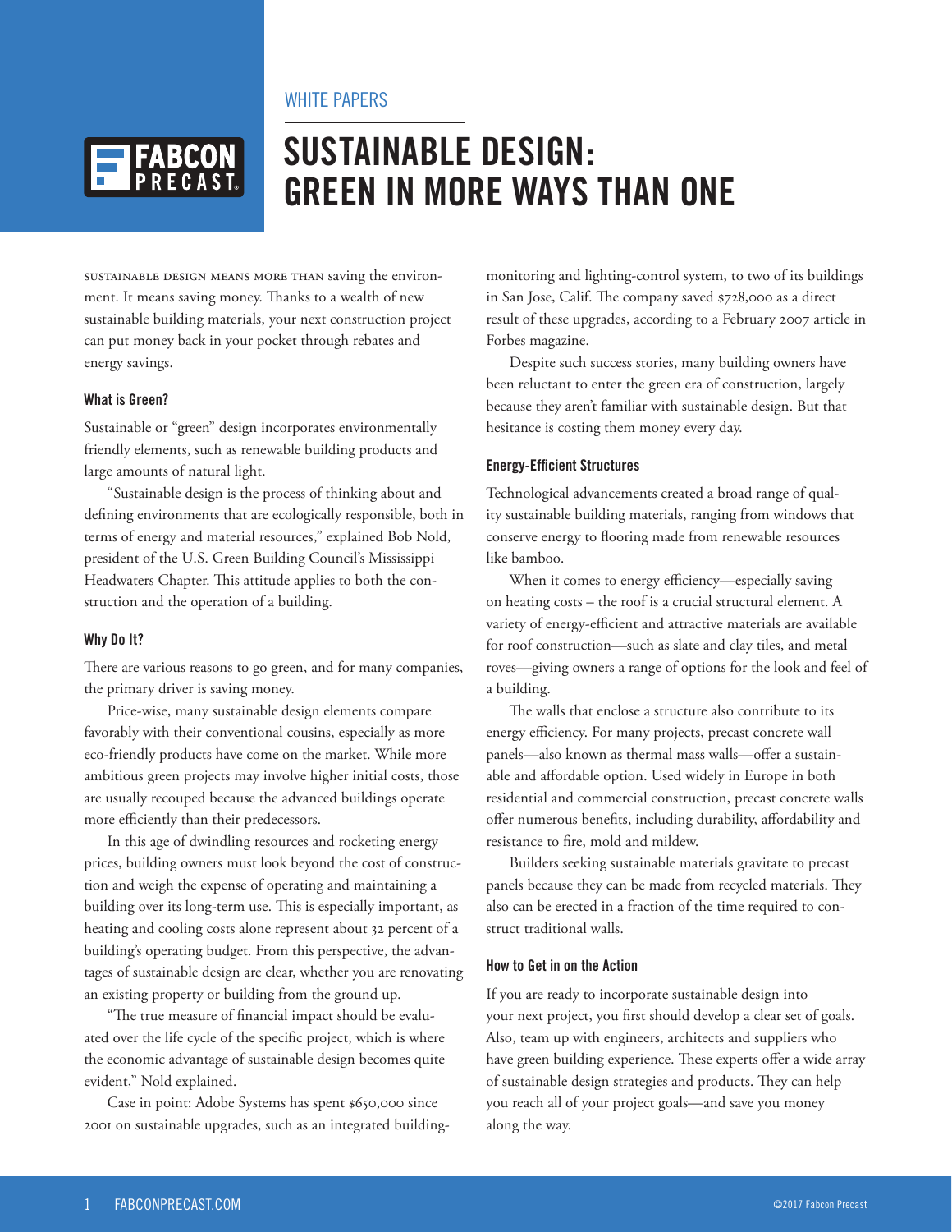WHITE PAPERS

# SUSTAINABLE DESIGN: GREEN IN MORE WAYS THAN ONE

SUSTAINABLE DESIGN MEANS MORE THAN saving the environment. It means saving money. Thanks to a wealth of new sustainable building materials, your next construction project can put money back in your pocket through rebates and energy savings.

### What is Green?

Sustainable or "green" design incorporates environmentally friendly elements, such as renewable building products and large amounts of natural light.

"Sustainable design is the process of thinking about and defining environments that are ecologically responsible, both in terms of energy and material resources," explained Bob Nold, president of the U.S. Green Building Council's Mississippi Headwaters Chapter. This attitude applies to both the construction and the operation of a building.

### Why Do It?

There are various reasons to go green, and for many companies, the primary driver is saving money.

Price-wise, many sustainable design elements compare favorably with their conventional cousins, especially as more eco-friendly products have come on the market. While more ambitious green projects may involve higher initial costs, those are usually recouped because the advanced buildings operate more efficiently than their predecessors.

In this age of dwindling resources and rocketing energy prices, building owners must look beyond the cost of construction and weigh the expense of operating and maintaining a building over its long-term use. This is especially important, as heating and cooling costs alone represent about 32 percent of a building's operating budget. From this perspective, the advantages of sustainable design are clear, whether you are renovating an existing property or building from the ground up.

"The true measure of financial impact should be evaluated over the life cycle of the specific project, which is where the economic advantage of sustainable design becomes quite evident," Nold explained.

Case in point: Adobe Systems has spent $650,000 since 2001 on sustainable upgrades, such as an integrated building-monitoring and lighting-control system, to two of its buildings in San Jose, Calif. The company saved $728,000 as a direct result of these upgrades, according to a February 2007 article in Forbes magazine.

Despite such success stories, many building owners have been reluctant to enter the green era of construction, largely because they aren't familiar with sustainable design. But that hesitance is costing them money every day.

### Energy-Efficient Structures

Technological advancements created a broad range of quality sustainable building materials, ranging from windows that conserve energy to flooring made from renewable resources like bamboo.

When it comes to energy efficiency—especially saving on heating costs – the roof is a crucial structural element. A variety of energy-efficient and attractive materials are available for roof construction—such as slate and clay tiles, and metal roves—giving owners a range of options for the look and feel of a building.

The walls that enclose a structure also contribute to its energy efficiency. For many projects, precast concrete wall panels—also known as thermal mass walls—offer a sustainable and affordable option. Used widely in Europe in both residential and commercial construction, precast concrete walls offer numerous benefits, including durability, affordability and resistance to fire, mold and mildew.

Builders seeking sustainable materials gravitate to precast panels because they can be made from recycled materials. They also can be erected in a fraction of the time required to construct traditional walls.

### How to Get in on the Action

If you are ready to incorporate sustainable design into your next project, you first should develop a clear set of goals. Also, team up with engineers, architects and suppliers who have green building experience. These experts offer a wide array of sustainable design strategies and products. They can help you reach all of your project goals—and save you money along the way.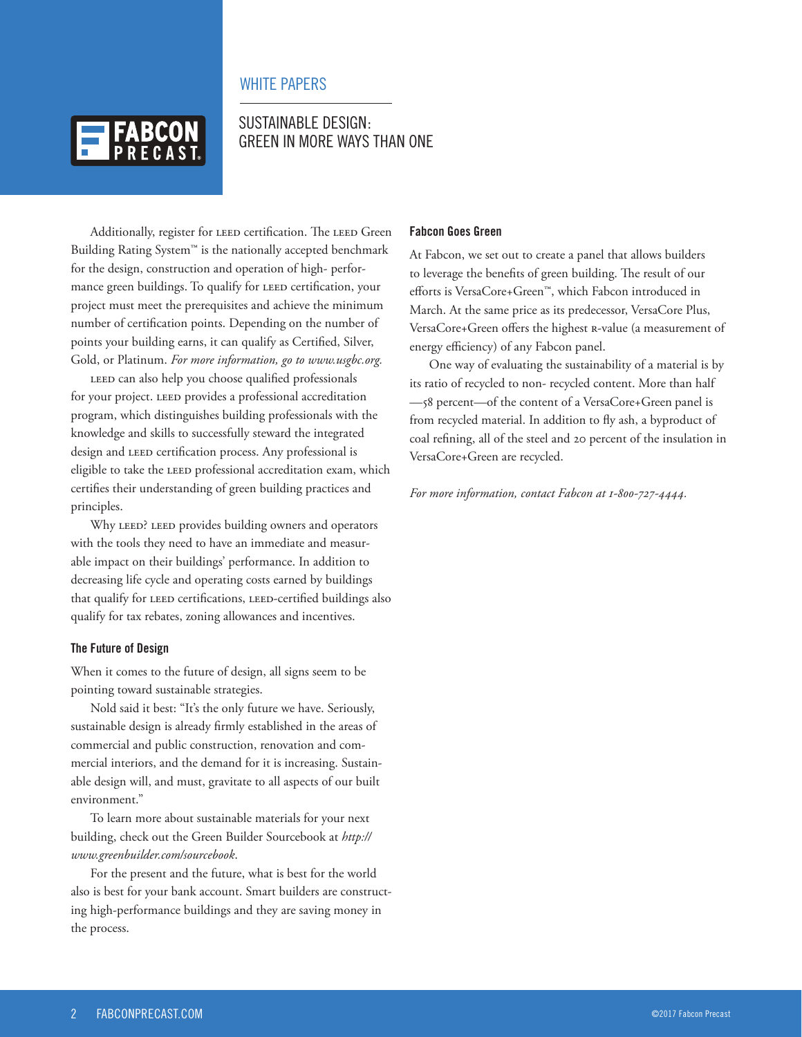Additionally, register for LEED certification. The LEED Green Building Rating System™ is the nationally accepted benchmark for the design, construction and operation of high- performance green buildings. To qualify for LEED certification, your project must meet the prerequisites and achieve the minimum number of certification points. Depending on the number of points your building earns, it can qualify as Certified, Silver, Gold, or Platinum. *For more information, go to www.usgbc.org.*

LEED can also help you choose qualified professionals for your project. LEED provides a professional accreditation program, which distinguishes building professionals with the knowledge and skills to successfully steward the integrated design and LEED certification process. Any professional is eligible to take the LEED professional accreditation exam, which certifies their understanding of green building practices and principles.

Why LEED? LEED provides building owners and operators with the tools they need to have an immediate and measurable impact on their buildings' performance. In addition to decreasing life cycle and operating costs earned by buildings that qualify for LEED certifications, LEED-certified buildings also qualify for tax rebates, zoning allowances and incentives.

### The Future of Design

When it comes to the future of design, all signs seem to be pointing toward sustainable strategies.

Nold said it best: "It's the only future we have. Seriously, sustainable design is already firmly established in the areas of commercial and public construction, renovation and commercial interiors, and the demand for it is increasing. Sustainable design will, and must, gravitate to all aspects of our built environment."

To learn more about sustainable materials for your next building, check out the Green Builder Sourcebook at *http://www.greenbuilder.com/sourcebook*.

For the present and the future, what is best for the world also is best for your bank account. Smart builders are constructing high-performance buildings and they are saving money in the process.

### Fabcon Goes Green

At Fabcon, we set out to create a panel that allows builders to leverage the benefits of green building. The result of our efforts is VersaCore+Green™, which Fabcon introduced in March. At the same price as its predecessor, VersaCore Plus, VersaCore+Green offers the highest R-value (a measurement of energy efficiency) of any Fabcon panel.

One way of evaluating the sustainability of a material is by its ratio of recycled to non- recycled content. More than half —58 percent—of the content of a VersaCore+Green panel is from recycled material. In addition to fly ash, a byproduct of coal refining, all of the steel and 20 percent of the insulation in VersaCore+Green are recycled.

*For more information, contact Fabcon at 1-800-727-4444.*